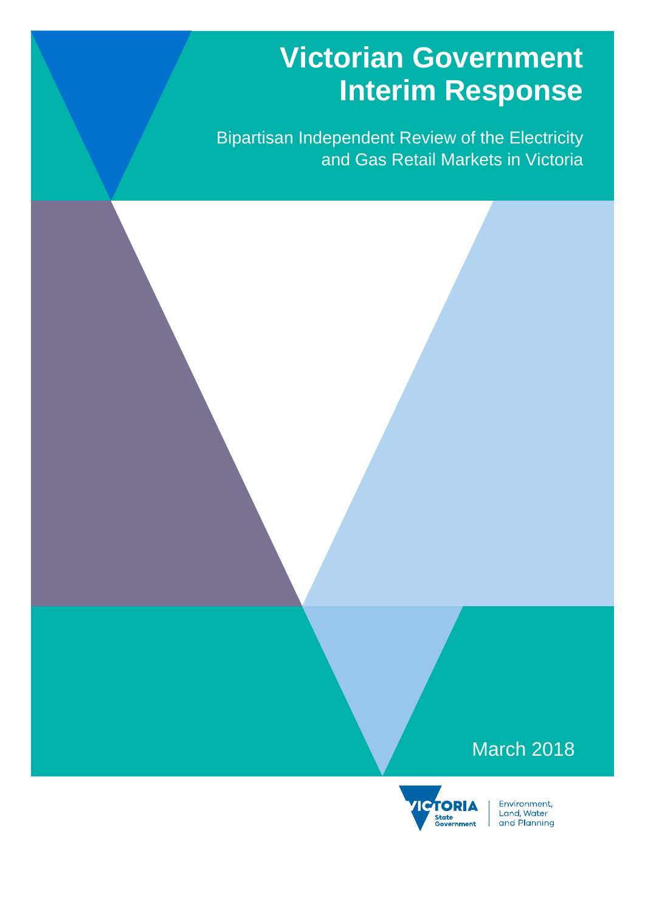# Victorian Government Interim Response

Bipartisan Independent Review of the Electricity and Gas Retail Markets in Victoria

March 2018

VICTORIA State Government | Environment, Land, Water and Planning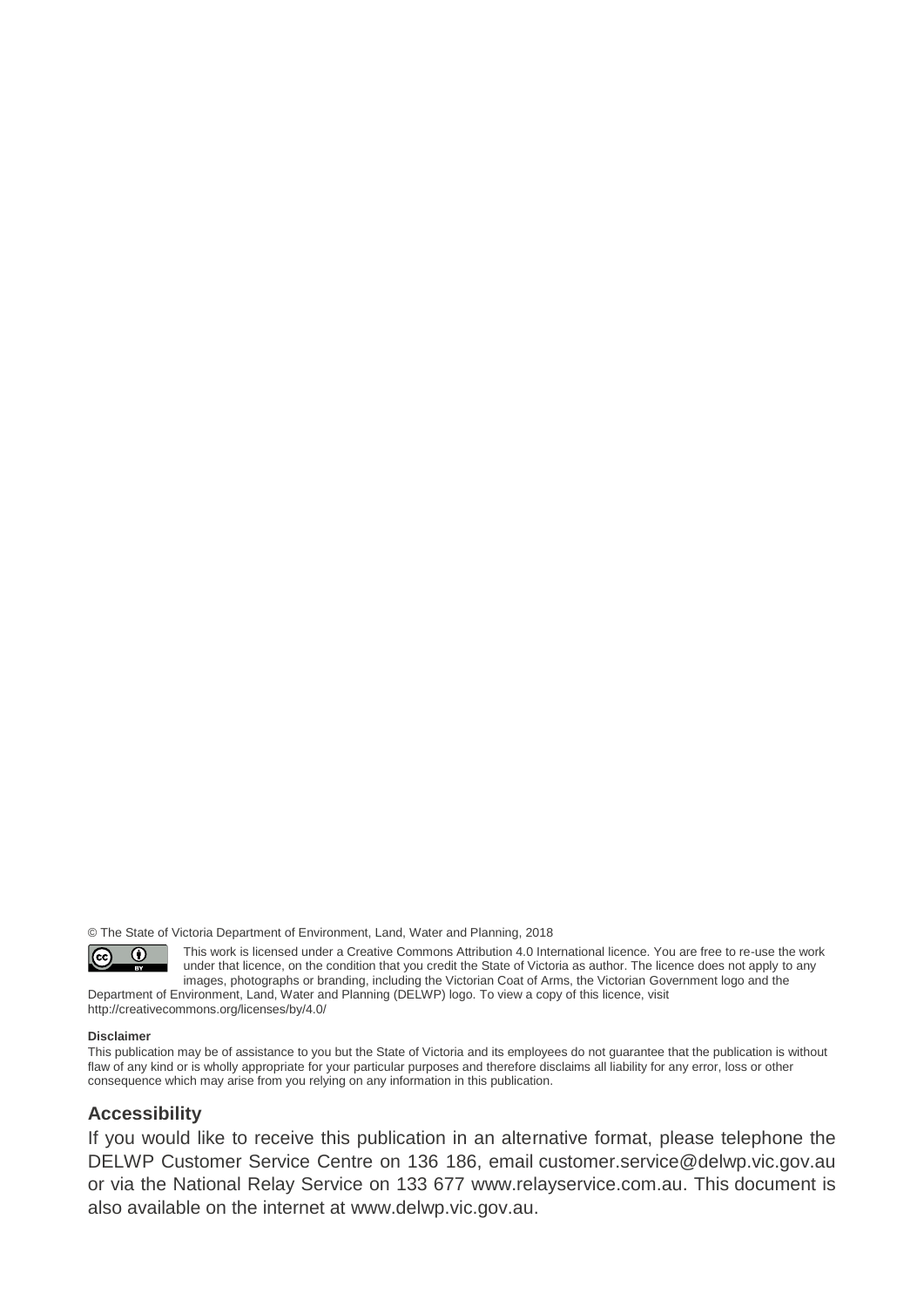© The State of Victoria Department of Environment, Land, Water and Planning, 2018

This work is licensed under a Creative Commons Attribution 4.0 International licence. You are free to re-use the work under that licence, on the condition that you credit the State of Victoria as author. The licence does not apply to any images, photographs or branding, including the Victorian Coat of Arms, the Victorian Government logo and the Department of Environment, Land, Water and Planning (DELWP) logo. To view a copy of this licence, visit http://creativecommons.org/licenses/by/4.0/

**Disclaimer**

This publication may be of assistance to you but the State of Victoria and its employees do not guarantee that the publication is without flaw of any kind or is wholly appropriate for your particular purposes and therefore disclaims all liability for any error, loss or other consequence which may arise from you relying on any information in this publication.

## Accessibility

If you would like to receive this publication in an alternative format, please telephone the DELWP Customer Service Centre on 136 186, email customer.service@delwp.vic.gov.au or via the National Relay Service on 133 677 www.relayservice.com.au. This document is also available on the internet at www.delwp.vic.gov.au.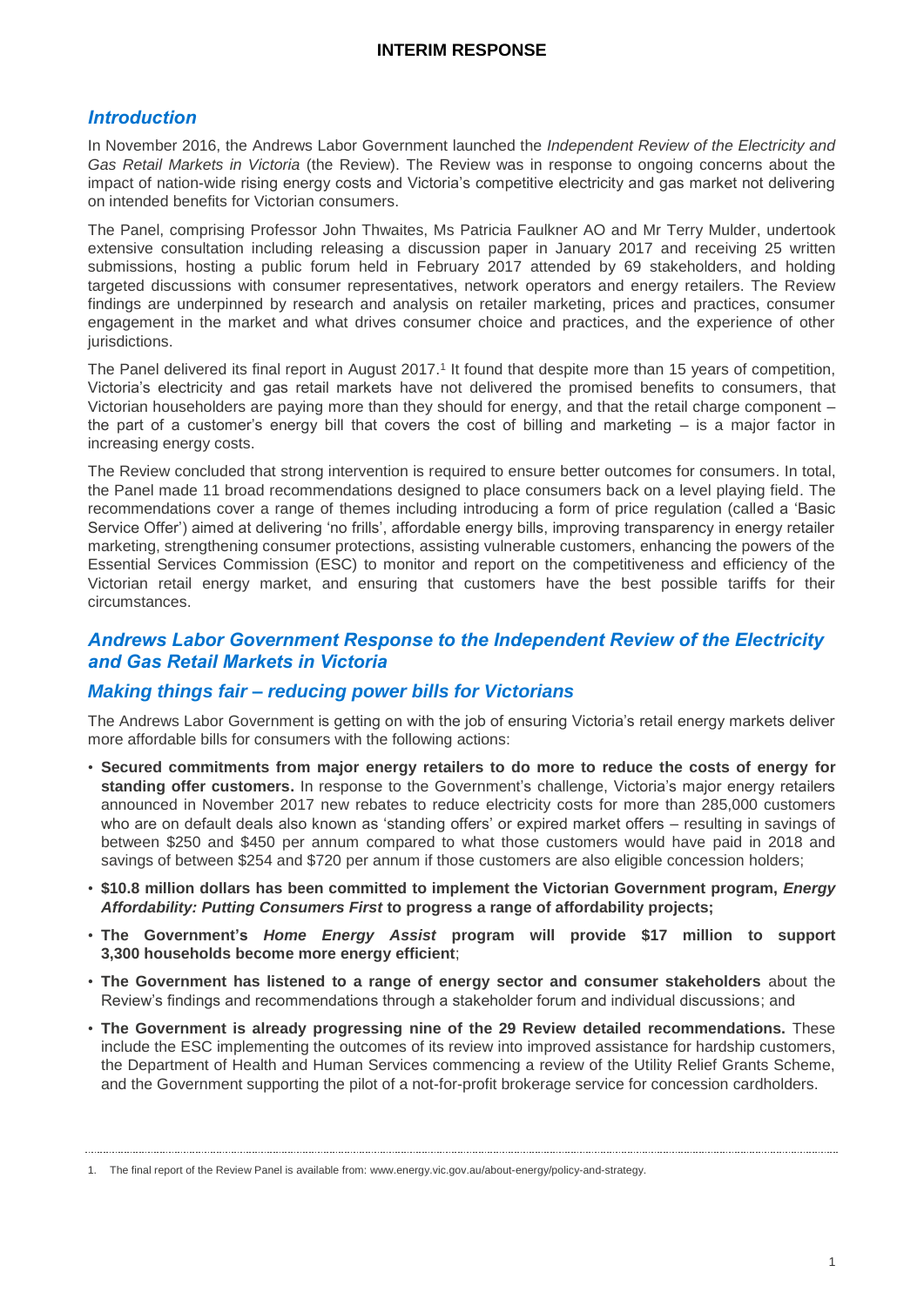## INTERIM RESPONSE

## *Introduction*

In November 2016, the Andrews Labor Government launched the *Independent Review of the Electricity and Gas Retail Markets in Victoria* (the Review). The Review was in response to ongoing concerns about the impact of nation-wide rising energy costs and Victoria's competitive electricity and gas market not delivering on intended benefits for Victorian consumers.

The Panel, comprising Professor John Thwaites, Ms Patricia Faulkner AO and Mr Terry Mulder, undertook extensive consultation including releasing a discussion paper in January 2017 and receiving 25 written submissions, hosting a public forum held in February 2017 attended by 69 stakeholders, and holding targeted discussions with consumer representatives, network operators and energy retailers. The Review findings are underpinned by research and analysis on retailer marketing, prices and practices, consumer engagement in the market and what drives consumer choice and practices, and the experience of other jurisdictions.

The Panel delivered its final report in August 2017.[1] It found that despite more than 15 years of competition, Victoria's electricity and gas retail markets have not delivered the promised benefits to consumers, that Victorian householders are paying more than they should for energy, and that the retail charge component – the part of a customer's energy bill that covers the cost of billing and marketing – is a major factor in increasing energy costs.

The Review concluded that strong intervention is required to ensure better outcomes for consumers. In total, the Panel made 11 broad recommendations designed to place consumers back on a level playing field. The recommendations cover a range of themes including introducing a form of price regulation (called a 'Basic Service Offer') aimed at delivering 'no frills', affordable energy bills, improving transparency in energy retailer marketing, strengthening consumer protections, assisting vulnerable customers, enhancing the powers of the Essential Services Commission (ESC) to monitor and report on the competitiveness and efficiency of the Victorian retail energy market, and ensuring that customers have the best possible tariffs for their circumstances.

## *Andrews Labor Government Response to the Independent Review of the Electricity and Gas Retail Markets in Victoria*

## *Making things fair – reducing power bills for Victorians*

The Andrews Labor Government is getting on with the job of ensuring Victoria's retail energy markets deliver more affordable bills for consumers with the following actions:

- **Secured commitments from major energy retailers to do more to reduce the costs of energy for standing offer customers.** In response to the Government's challenge, Victoria's major energy retailers announced in November 2017 new rebates to reduce electricity costs for more than 285,000 customers who are on default deals also known as 'standing offers' or expired market offers – resulting in savings of between $250 and $450 per annum compared to what those customers would have paid in 2018 and savings of between $254 and $720 per annum if those customers are also eligible concession holders;
- **$10.8 million dollars has been committed to implement the Victorian Government program, *Energy Affordability: Putting Consumers First* to progress a range of affordability projects;**
- **The Government's *Home Energy Assist* program will provide $17 million to support 3,300 households become more energy efficient**;
- **The Government has listened to a range of energy sector and consumer stakeholders** about the Review's findings and recommendations through a stakeholder forum and individual discussions; and
- **The Government is already progressing nine of the 29 Review detailed recommendations.** These include the ESC implementing the outcomes of its review into improved assistance for hardship customers, the Department of Health and Human Services commencing a review of the Utility Relief Grants Scheme, and the Government supporting the pilot of a not-for-profit brokerage service for concession cardholders.

---

1. The final report of the Review Panel is available from: www.energy.vic.gov.au/about-energy/policy-and-strategy.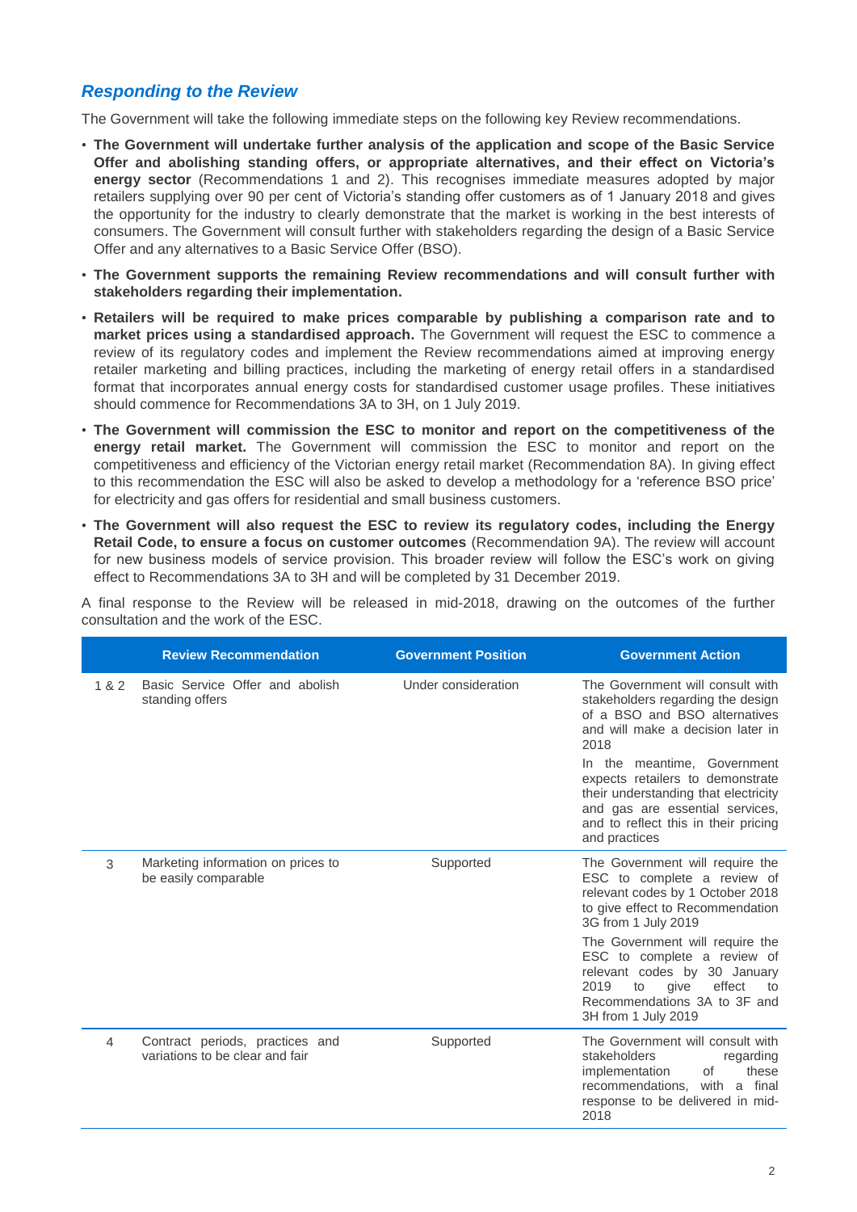## *Responding to the Review*

The Government will take the following immediate steps on the following key Review recommendations.

- **The Government will undertake further analysis of the application and scope of the Basic Service Offer and abolishing standing offers, or appropriate alternatives, and their effect on Victoria's energy sector** (Recommendations 1 and 2). This recognises immediate measures adopted by major retailers supplying over 90 per cent of Victoria's standing offer customers as of 1 January 2018 and gives the opportunity for the industry to clearly demonstrate that the market is working in the best interests of consumers. The Government will consult further with stakeholders regarding the design of a Basic Service Offer and any alternatives to a Basic Service Offer (BSO).
- **The Government supports the remaining Review recommendations and will consult further with stakeholders regarding their implementation.**
- **Retailers will be required to make prices comparable by publishing a comparison rate and to market prices using a standardised approach.** The Government will request the ESC to commence a review of its regulatory codes and implement the Review recommendations aimed at improving energy retailer marketing and billing practices, including the marketing of energy retail offers in a standardised format that incorporates annual energy costs for standardised customer usage profiles. These initiatives should commence for Recommendations 3A to 3H, on 1 July 2019.
- **The Government will commission the ESC to monitor and report on the competitiveness of the energy retail market.** The Government will commission the ESC to monitor and report on the competitiveness and efficiency of the Victorian energy retail market (Recommendation 8A). In giving effect to this recommendation the ESC will also be asked to develop a methodology for a 'reference BSO price' for electricity and gas offers for residential and small business customers.
- **The Government will also request the ESC to review its regulatory codes, including the Energy Retail Code, to ensure a focus on customer outcomes** (Recommendation 9A). The review will account for new business models of service provision. This broader review will follow the ESC's work on giving effect to Recommendations 3A to 3H and will be completed by 31 December 2019.

A final response to the Review will be released in mid-2018, drawing on the outcomes of the further consultation and the work of the ESC.

| | Review Recommendation | Government Position | Government Action |
|---|---|---|---|
| 1 & 2 | Basic Service Offer and abolish standing offers | Under consideration | The Government will consult with stakeholders regarding the design of a BSO and BSO alternatives and will make a decision later in 2018<br><br>In the meantime, Government expects retailers to demonstrate their understanding that electricity and gas are essential services, and to reflect this in their pricing and practices |
| 3 | Marketing information on prices to be easily comparable | Supported | The Government will require the ESC to complete a review of relevant codes by 1 October 2018 to give effect to Recommendation 3G from 1 July 2019<br><br>The Government will require the ESC to complete a review of relevant codes by 30 January 2019 to give effect to Recommendations 3A to 3F and 3H from 1 July 2019 |
| 4 | Contract periods, practices and variations to be clear and fair | Supported | The Government will consult with stakeholders regarding implementation of these recommendations, with a final response to be delivered in mid-2018 |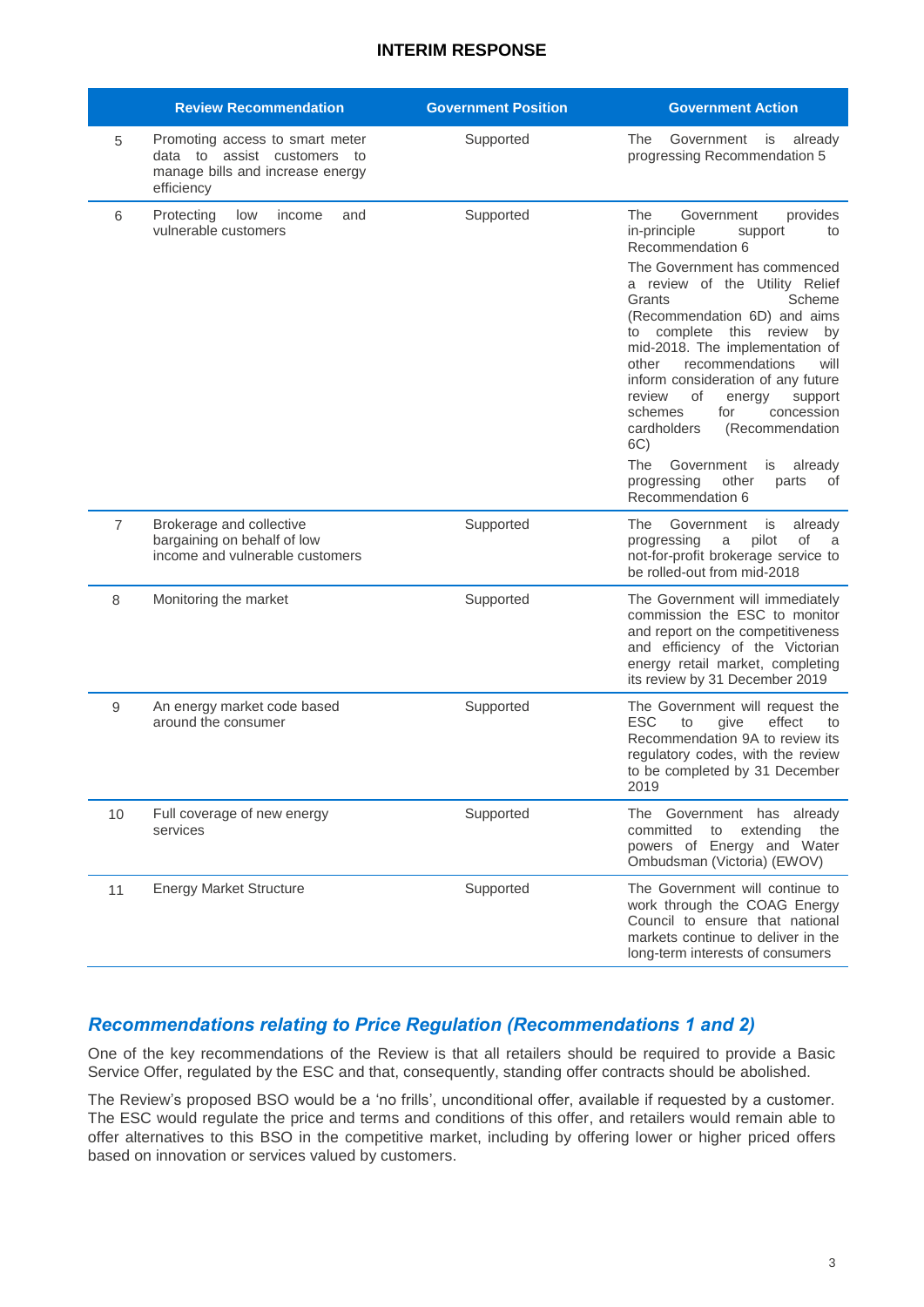**INTERIM RESPONSE**

| | Review Recommendation | Government Position | Government Action |
|---|---|---|---|
| 5 | Promoting access to smart meter data to assist customers to manage bills and increase energy efficiency | Supported | The Government is already progressing Recommendation 5 |
| 6 | Protecting low income and vulnerable customers | Supported | The Government provides in-principle support to Recommendation 6<br><br>The Government has commenced a review of the Utility Relief Grants Scheme (Recommendation 6D) and aims to complete this review by mid-2018. The implementation of other recommendations will inform consideration of any future review of energy support schemes for concession cardholders (Recommendation 6C)<br><br>The Government is already progressing other parts of Recommendation 6 |
| 7 | Brokerage and collective bargaining on behalf of low income and vulnerable customers | Supported | The Government is already progressing a pilot of a not-for-profit brokerage service to be rolled-out from mid-2018 |
| 8 | Monitoring the market | Supported | The Government will immediately commission the ESC to monitor and report on the competitiveness and efficiency of the Victorian energy retail market, completing its review by 31 December 2019 |
| 9 | An energy market code based around the consumer | Supported | The Government will request the ESC to give effect to Recommendation 9A to review its regulatory codes, with the review to be completed by 31 December 2019 |
| 10 | Full coverage of new energy services | Supported | The Government has already committed to extending the powers of Energy and Water Ombudsman (Victoria) (EWOV) |
| 11 | Energy Market Structure | Supported | The Government will continue to work through the COAG Energy Council to ensure that national markets continue to deliver in the long-term interests of consumers |

## *Recommendations relating to Price Regulation (Recommendations 1 and 2)*

One of the key recommendations of the Review is that all retailers should be required to provide a Basic Service Offer, regulated by the ESC and that, consequently, standing offer contracts should be abolished.

The Review's proposed BSO would be a 'no frills', unconditional offer, available if requested by a customer. The ESC would regulate the price and terms and conditions of this offer, and retailers would remain able to offer alternatives to this BSO in the competitive market, including by offering lower or higher priced offers based on innovation or services valued by customers.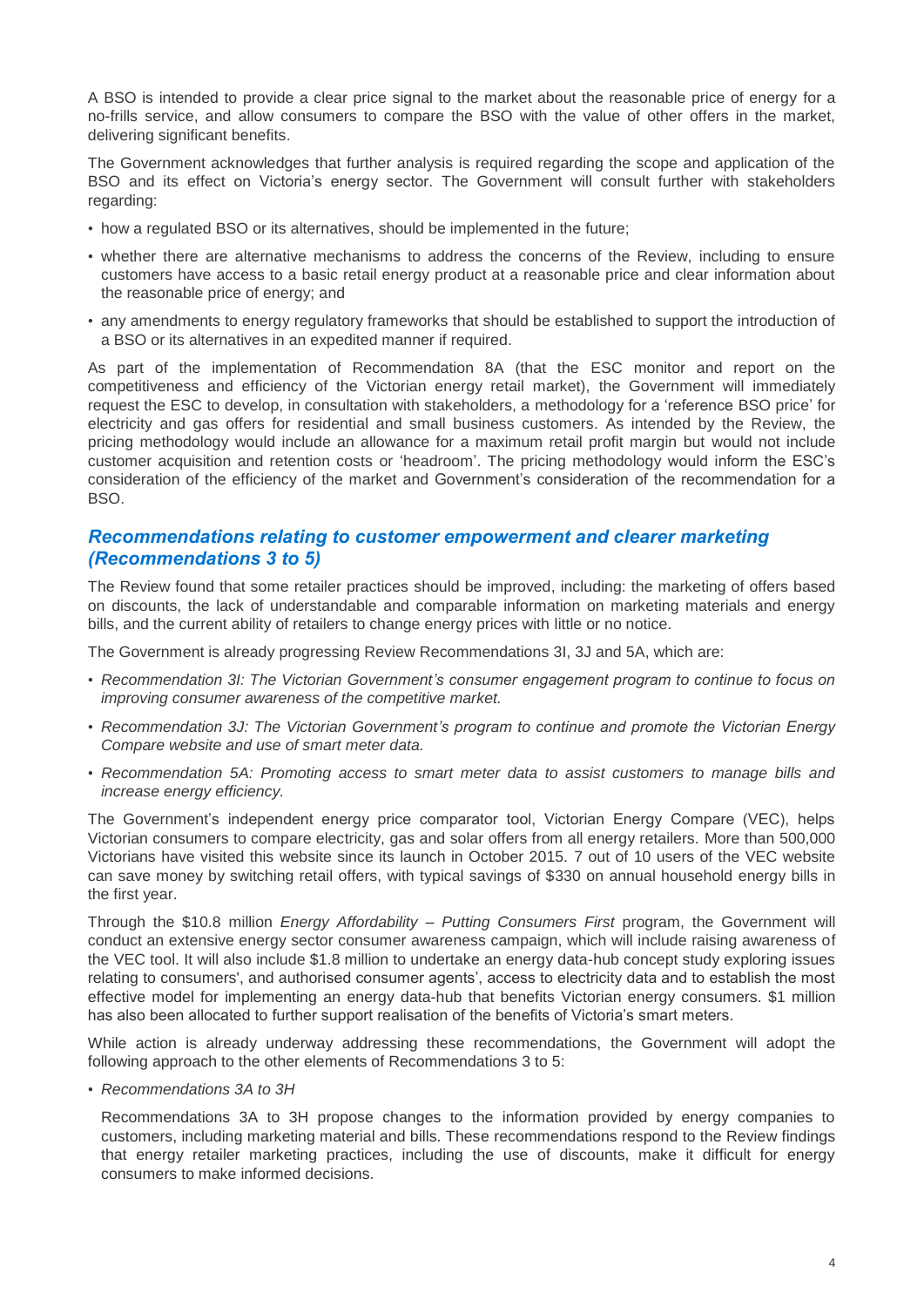A BSO is intended to provide a clear price signal to the market about the reasonable price of energy for a no-frills service, and allow consumers to compare the BSO with the value of other offers in the market, delivering significant benefits.

The Government acknowledges that further analysis is required regarding the scope and application of the BSO and its effect on Victoria's energy sector. The Government will consult further with stakeholders regarding:

- how a regulated BSO or its alternatives, should be implemented in the future;
- whether there are alternative mechanisms to address the concerns of the Review, including to ensure customers have access to a basic retail energy product at a reasonable price and clear information about the reasonable price of energy; and
- any amendments to energy regulatory frameworks that should be established to support the introduction of a BSO or its alternatives in an expedited manner if required.

As part of the implementation of Recommendation 8A (that the ESC monitor and report on the competitiveness and efficiency of the Victorian energy retail market), the Government will immediately request the ESC to develop, in consultation with stakeholders, a methodology for a 'reference BSO price' for electricity and gas offers for residential and small business customers. As intended by the Review, the pricing methodology would include an allowance for a maximum retail profit margin but would not include customer acquisition and retention costs or 'headroom'. The pricing methodology would inform the ESC's consideration of the efficiency of the market and Government's consideration of the recommendation for a BSO.

## *Recommendations relating to customer empowerment and clearer marketing (Recommendations 3 to 5)*

The Review found that some retailer practices should be improved, including: the marketing of offers based on discounts, the lack of understandable and comparable information on marketing materials and energy bills, and the current ability of retailers to change energy prices with little or no notice.

The Government is already progressing Review Recommendations 3I, 3J and 5A, which are:

- *Recommendation 3I: The Victorian Government's consumer engagement program to continue to focus on improving consumer awareness of the competitive market.*
- *Recommendation 3J: The Victorian Government's program to continue and promote the Victorian Energy Compare website and use of smart meter data.*
- *Recommendation 5A: Promoting access to smart meter data to assist customers to manage bills and increase energy efficiency.*

The Government's independent energy price comparator tool, Victorian Energy Compare (VEC), helps Victorian consumers to compare electricity, gas and solar offers from all energy retailers. More than 500,000 Victorians have visited this website since its launch in October 2015. 7 out of 10 users of the VEC website can save money by switching retail offers, with typical savings of $330 on annual household energy bills in the first year.

Through the $10.8 million *Energy Affordability – Putting Consumers First* program, the Government will conduct an extensive energy sector consumer awareness campaign, which will include raising awareness of the VEC tool. It will also include $1.8 million to undertake an energy data-hub concept study exploring issues relating to consumers', and authorised consumer agents', access to electricity data and to establish the most effective model for implementing an energy data-hub that benefits Victorian energy consumers. $1 million has also been allocated to further support realisation of the benefits of Victoria's smart meters.

While action is already underway addressing these recommendations, the Government will adopt the following approach to the other elements of Recommendations 3 to 5:

- *Recommendations 3A to 3H*

  Recommendations 3A to 3H propose changes to the information provided by energy companies to customers, including marketing material and bills. These recommendations respond to the Review findings that energy retailer marketing practices, including the use of discounts, make it difficult for energy consumers to make informed decisions.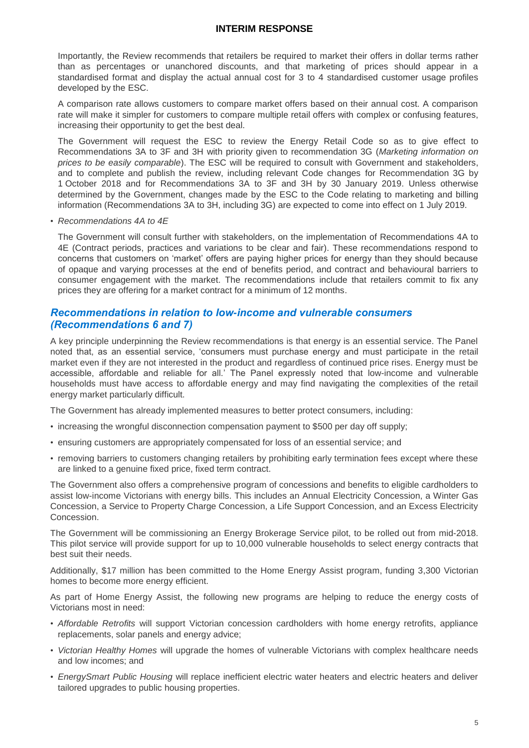Importantly, the Review recommends that retailers be required to market their offers in dollar terms rather than as percentages or unanchored discounts, and that marketing of prices should appear in a standardised format and display the actual annual cost for 3 to 4 standardised customer usage profiles developed by the ESC.

A comparison rate allows customers to compare market offers based on their annual cost. A comparison rate will make it simpler for customers to compare multiple retail offers with complex or confusing features, increasing their opportunity to get the best deal.

The Government will request the ESC to review the Energy Retail Code so as to give effect to Recommendations 3A to 3F and 3H with priority given to recommendation 3G (*Marketing information on prices to be easily comparable*). The ESC will be required to consult with Government and stakeholders, and to complete and publish the review, including relevant Code changes for Recommendation 3G by 1 October 2018 and for Recommendations 3A to 3F and 3H by 30 January 2019. Unless otherwise determined by the Government, changes made by the ESC to the Code relating to marketing and billing information (Recommendations 3A to 3H, including 3G) are expected to come into effect on 1 July 2019.

- *Recommendations 4A to 4E*

  The Government will consult further with stakeholders, on the implementation of Recommendations 4A to 4E (Contract periods, practices and variations to be clear and fair). These recommendations respond to concerns that customers on 'market' offers are paying higher prices for energy than they should because of opaque and varying processes at the end of benefits period, and contract and behavioural barriers to consumer engagement with the market. The recommendations include that retailers commit to fix any prices they are offering for a market contract for a minimum of 12 months.

## *Recommendations in relation to low-income and vulnerable consumers (Recommendations 6 and 7)*

A key principle underpinning the Review recommendations is that energy is an essential service. The Panel noted that, as an essential service, 'consumers must purchase energy and must participate in the retail market even if they are not interested in the product and regardless of continued price rises. Energy must be accessible, affordable and reliable for all.' The Panel expressly noted that low-income and vulnerable households must have access to affordable energy and may find navigating the complexities of the retail energy market particularly difficult.

The Government has already implemented measures to better protect consumers, including:

- increasing the wrongful disconnection compensation payment to $500 per day off supply;
- ensuring customers are appropriately compensated for loss of an essential service; and
- removing barriers to customers changing retailers by prohibiting early termination fees except where these are linked to a genuine fixed price, fixed term contract.

The Government also offers a comprehensive program of concessions and benefits to eligible cardholders to assist low-income Victorians with energy bills. This includes an Annual Electricity Concession, a Winter Gas Concession, a Service to Property Charge Concession, a Life Support Concession, and an Excess Electricity Concession.

The Government will be commissioning an Energy Brokerage Service pilot, to be rolled out from mid-2018. This pilot service will provide support for up to 10,000 vulnerable households to select energy contracts that best suit their needs.

Additionally, $17 million has been committed to the Home Energy Assist program, funding 3,300 Victorian homes to become more energy efficient.

As part of Home Energy Assist, the following new programs are helping to reduce the energy costs of Victorians most in need:

- *Affordable Retrofits* will support Victorian concession cardholders with home energy retrofits, appliance replacements, solar panels and energy advice;
- *Victorian Healthy Homes* will upgrade the homes of vulnerable Victorians with complex healthcare needs and low incomes; and
- *EnergySmart Public Housing* will replace inefficient electric water heaters and electric heaters and deliver tailored upgrades to public housing properties.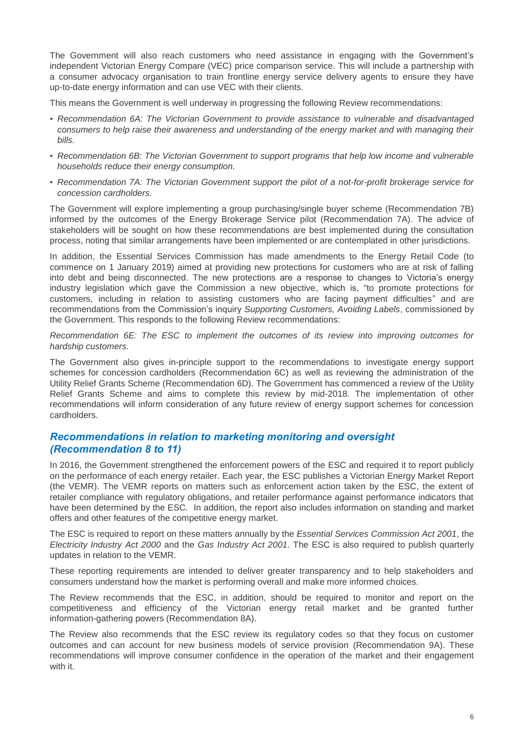The Government will also reach customers who need assistance in engaging with the Government's independent Victorian Energy Compare (VEC) price comparison service. This will include a partnership with a consumer advocacy organisation to train frontline energy service delivery agents to ensure they have up-to-date energy information and can use VEC with their clients.

This means the Government is well underway in progressing the following Review recommendations:

- *Recommendation 6A: The Victorian Government to provide assistance to vulnerable and disadvantaged consumers to help raise their awareness and understanding of the energy market and with managing their bills.*
- *Recommendation 6B: The Victorian Government to support programs that help low income and vulnerable households reduce their energy consumption.*
- *Recommendation 7A: The Victorian Government support the pilot of a not-for-profit brokerage service for concession cardholders.*

The Government will explore implementing a group purchasing/single buyer scheme (Recommendation 7B) informed by the outcomes of the Energy Brokerage Service pilot (Recommendation 7A). The advice of stakeholders will be sought on how these recommendations are best implemented during the consultation process, noting that similar arrangements have been implemented or are contemplated in other jurisdictions.

In addition, the Essential Services Commission has made amendments to the Energy Retail Code (to commence on 1 January 2019) aimed at providing new protections for customers who are at risk of falling into debt and being disconnected. The new protections are a response to changes to Victoria's energy industry legislation which gave the Commission a new objective, which is, "to promote protections for customers, including in relation to assisting customers who are facing payment difficulties" and are recommendations from the Commission's inquiry *Supporting Customers, Avoiding Labels*, commissioned by the Government. This responds to the following Review recommendations:

*Recommendation 6E: The ESC to implement the outcomes of its review into improving outcomes for hardship customers.*

The Government also gives in-principle support to the recommendations to investigate energy support schemes for concession cardholders (Recommendation 6C) as well as reviewing the administration of the Utility Relief Grants Scheme (Recommendation 6D). The Government has commenced a review of the Utility Relief Grants Scheme and aims to complete this review by mid-2018. The implementation of other recommendations will inform consideration of any future review of energy support schemes for concession cardholders.

## *Recommendations in relation to marketing monitoring and oversight (Recommendation 8 to 11)*

In 2016, the Government strengthened the enforcement powers of the ESC and required it to report publicly on the performance of each energy retailer. Each year, the ESC publishes a Victorian Energy Market Report (the VEMR). The VEMR reports on matters such as enforcement action taken by the ESC, the extent of retailer compliance with regulatory obligations, and retailer performance against performance indicators that have been determined by the ESC. In addition, the report also includes information on standing and market offers and other features of the competitive energy market.

The ESC is required to report on these matters annually by the *Essential Services Commission Act 2001*, the *Electricity Industry Act 2000* and the *Gas Industry Act 2001*. The ESC is also required to publish quarterly updates in relation to the VEMR.

These reporting requirements are intended to deliver greater transparency and to help stakeholders and consumers understand how the market is performing overall and make more informed choices.

The Review recommends that the ESC, in addition, should be required to monitor and report on the competitiveness and efficiency of the Victorian energy retail market and be granted further information-gathering powers (Recommendation 8A).

The Review also recommends that the ESC review its regulatory codes so that they focus on customer outcomes and can account for new business models of service provision (Recommendation 9A). These recommendations will improve consumer confidence in the operation of the market and their engagement with it.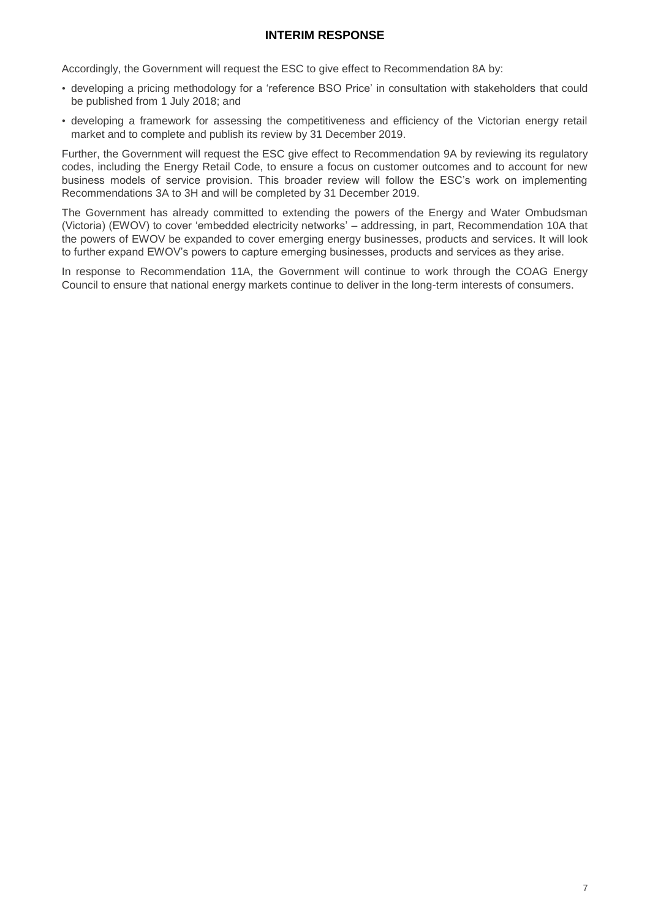**INTERIM RESPONSE**

Accordingly, the Government will request the ESC to give effect to Recommendation 8A by:

- developing a pricing methodology for a 'reference BSO Price' in consultation with stakeholders that could be published from 1 July 2018; and
- developing a framework for assessing the competitiveness and efficiency of the Victorian energy retail market and to complete and publish its review by 31 December 2019.

Further, the Government will request the ESC give effect to Recommendation 9A by reviewing its regulatory codes, including the Energy Retail Code, to ensure a focus on customer outcomes and to account for new business models of service provision. This broader review will follow the ESC's work on implementing Recommendations 3A to 3H and will be completed by 31 December 2019.

The Government has already committed to extending the powers of the Energy and Water Ombudsman (Victoria) (EWOV) to cover 'embedded electricity networks' – addressing, in part, Recommendation 10A that the powers of EWOV be expanded to cover emerging energy businesses, products and services. It will look to further expand EWOV's powers to capture emerging businesses, products and services as they arise.

In response to Recommendation 11A, the Government will continue to work through the COAG Energy Council to ensure that national energy markets continue to deliver in the long-term interests of consumers.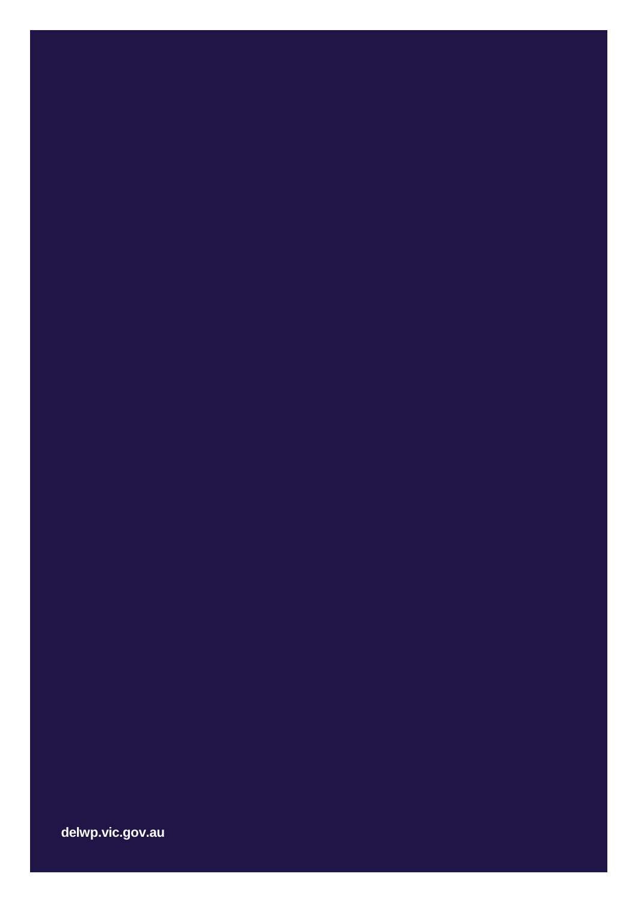**delwp.vic.gov.au**